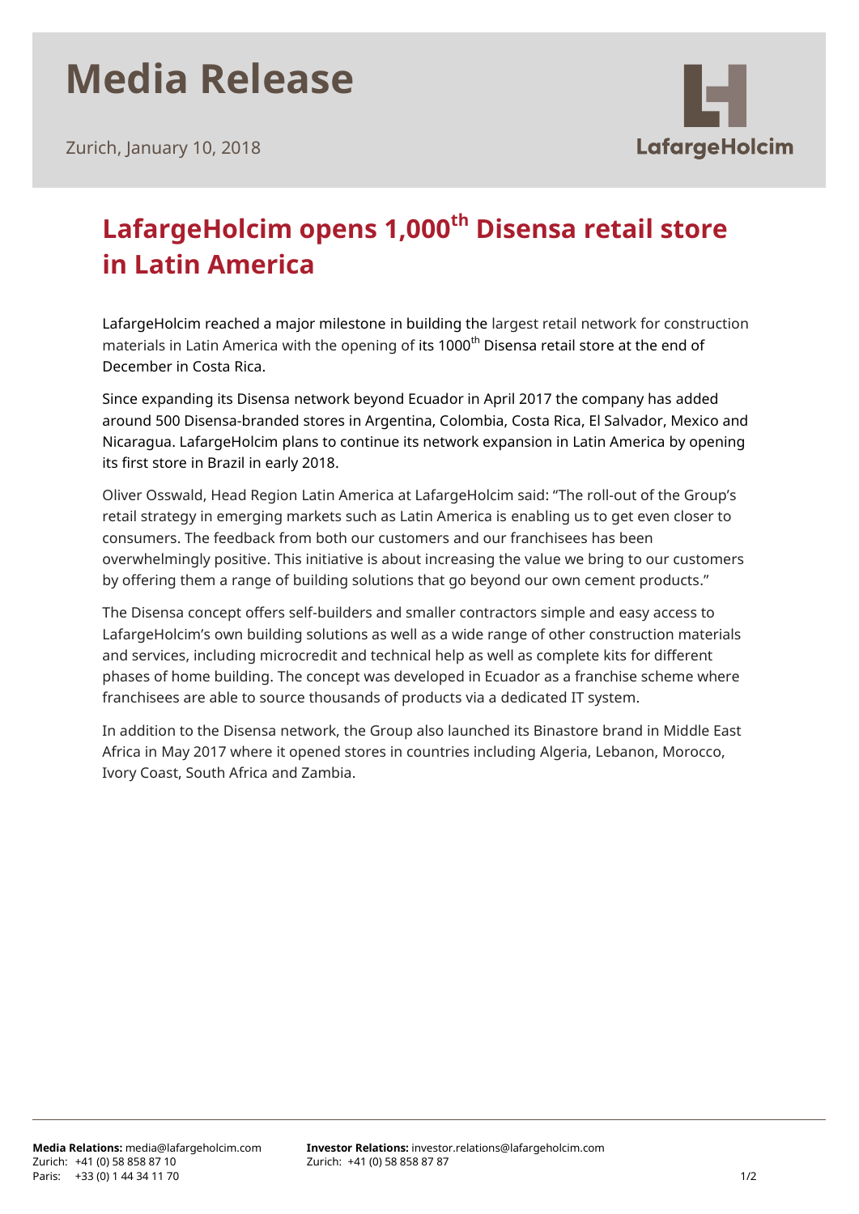# Media Release

Zurich, January 10, 2018

LafargeHolcim

## LafargeHolcim opens 1,000$^{th}$ Disensa retail store in Latin America

LafargeHolcim reached a major milestone in building the largest retail network for construction materials in Latin America with the opening of its 1000$^{th}$ Disensa retail store at the end of December in Costa Rica.

Since expanding its Disensa network beyond Ecuador in April 2017 the company has added around 500 Disensa-branded stores in Argentina, Colombia, Costa Rica, El Salvador, Mexico and Nicaragua. LafargeHolcim plans to continue its network expansion in Latin America by opening its first store in Brazil in early 2018.

Oliver Osswald, Head Region Latin America at LafargeHolcim said: "The roll-out of the Group's retail strategy in emerging markets such as Latin America is enabling us to get even closer to consumers. The feedback from both our customers and our franchisees has been overwhelmingly positive. This initiative is about increasing the value we bring to our customers by offering them a range of building solutions that go beyond our own cement products."

The Disensa concept offers self-builders and smaller contractors simple and easy access to LafargeHolcim's own building solutions as well as a wide range of other construction materials and services, including microcredit and technical help as well as complete kits for different phases of home building. The concept was developed in Ecuador as a franchise scheme where franchisees are able to source thousands of products via a dedicated IT system.

In addition to the Disensa network, the Group also launched its Binastore brand in Middle East Africa in May 2017 where it opened stores in countries including Algeria, Lebanon, Morocco, Ivory Coast, South Africa and Zambia.

**Media Relations:** media@lafargeholcim.com
Zurich: +41 (0) 58 858 87 10
Paris: +33 (0) 1 44 34 11 70

**Investor Relations:** investor.relations@lafargeholcim.com
Zurich: +41 (0) 58 858 87 87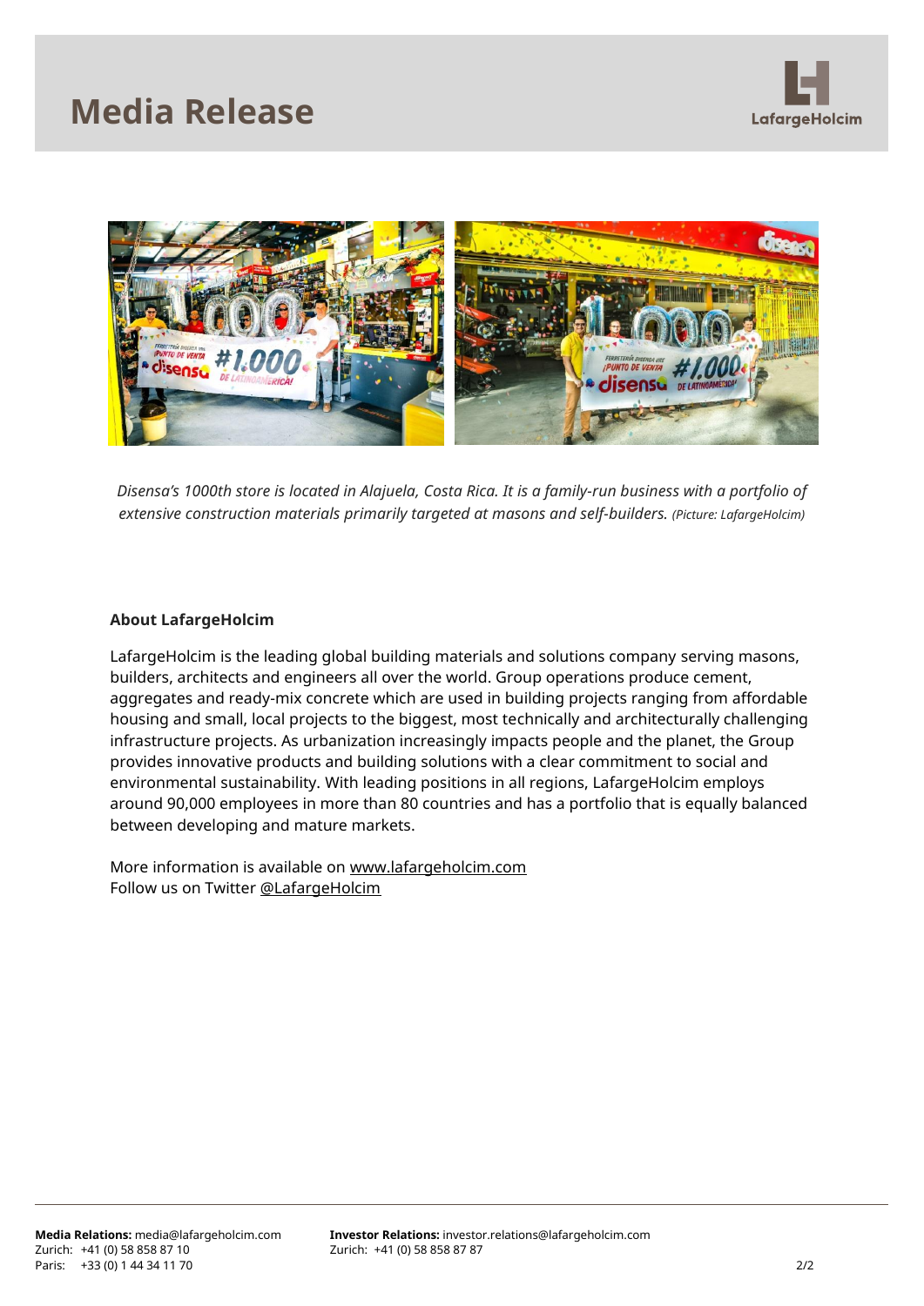*Disensa's 1000th store is located in Alajuela, Costa Rica. It is a family-run business with a portfolio of extensive construction materials primarily targeted at masons and self-builders. (Picture: LafargeHolcim)*

**About LafargeHolcim**

LafargeHolcim is the leading global building materials and solutions company serving masons, builders, architects and engineers all over the world. Group operations produce cement, aggregates and ready-mix concrete which are used in building projects ranging from affordable housing and small, local projects to the biggest, most technically and architecturally challenging infrastructure projects. As urbanization increasingly impacts people and the planet, the Group provides innovative products and building solutions with a clear commitment to social and environmental sustainability. With leading positions in all regions, LafargeHolcim employs around 90,000 employees in more than 80 countries and has a portfolio that is equally balanced between developing and mature markets.

More information is available on www.lafargeholcim.com
Follow us on Twitter @LafargeHolcim

**Media Relations:** media@lafargeholcim.com
Zurich: +41 (0) 58 858 87 10
Paris: +33 (0) 1 44 34 11 70

**Investor Relations:** investor.relations@lafargeholcim.com
Zurich: +41 (0) 58 858 87 87